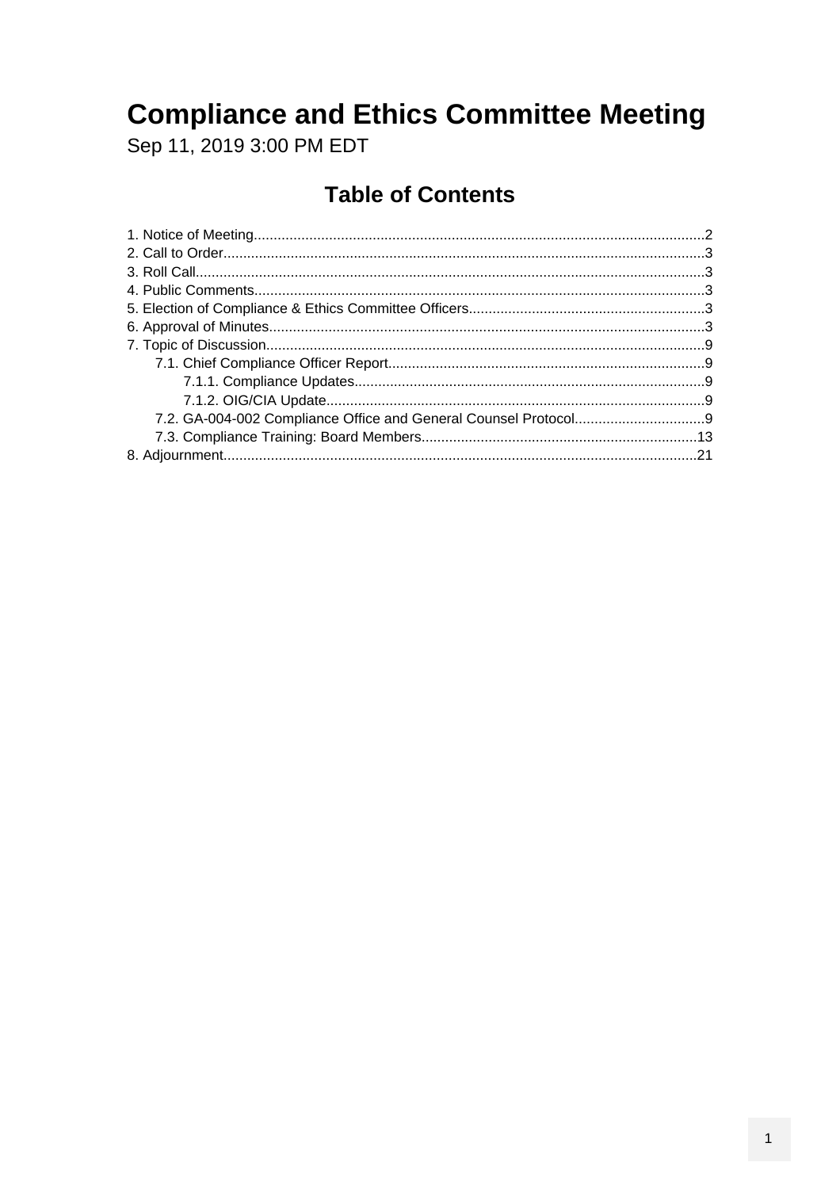# Compliance and Ethics Committee Meeting

Sep 11, 2019 3:00 PM EDT

## Table of Contents

1. Notice of Meeting....................................................2
2. Call to Order....................................................3
3. Roll Call....................................................3
4. Public Comments....................................................3
5. Election of Compliance & Ethics Committee Officers....................................................3
6. Approval of Minutes....................................................3
7. Topic of Discussion....................................................9
    - 7.1. Chief Compliance Officer Report....................................................9
        - 7.1.1. Compliance Updates....................................................9
        - 7.1.2. OIG/CIA Update....................................................9
    - 7.2. GA-004-002 Compliance Office and General Counsel Protocol....................................................9
    - 7.3. Compliance Training: Board Members....................................................13
8. Adjournment....................................................21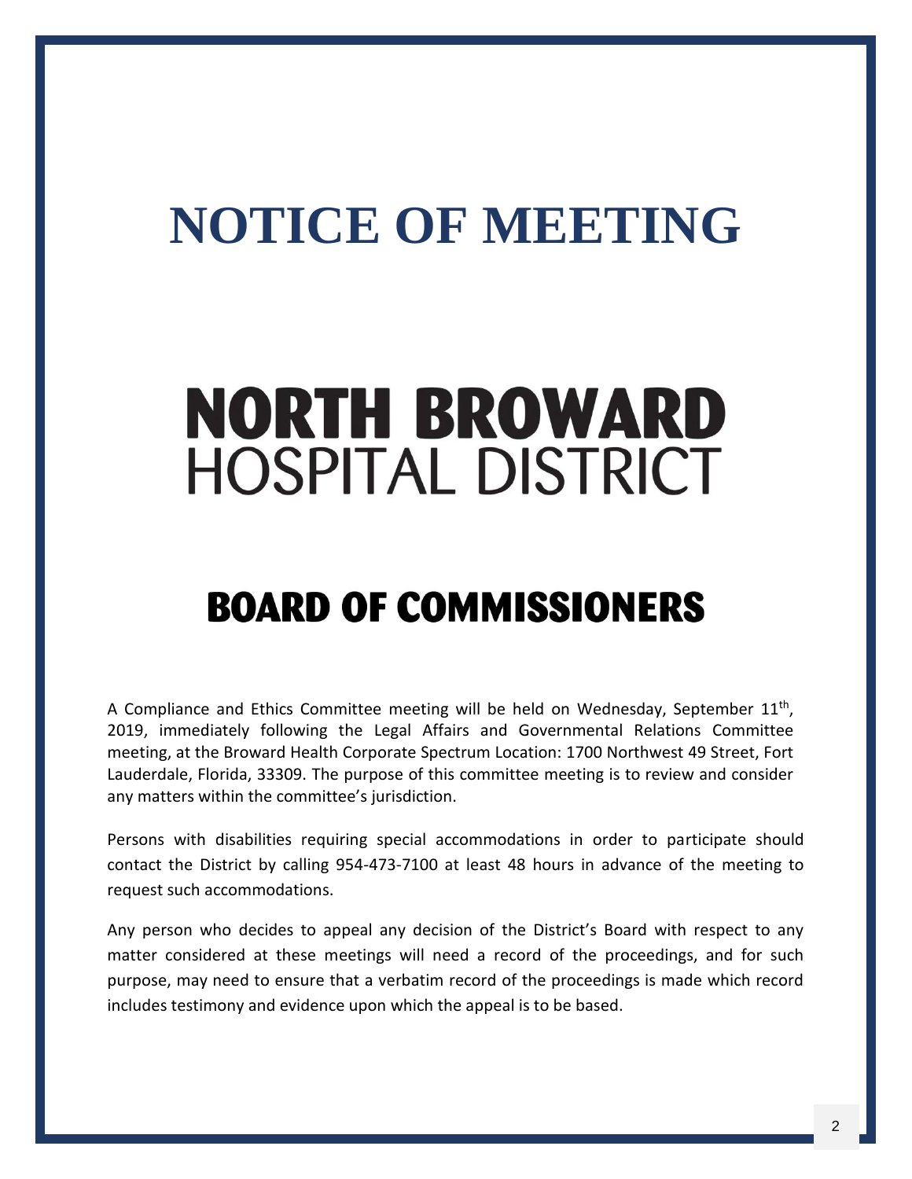# NOTICE OF MEETING

# NORTH BROWARD
## HOSPITAL DISTRICT

## BOARD OF COMMISSIONERS

A Compliance and Ethics Committee meeting will be held on Wednesday, September 11th, 2019, immediately following the Legal Affairs and Governmental Relations Committee meeting, at the Broward Health Corporate Spectrum Location: 1700 Northwest 49 Street, Fort Lauderdale, Florida, 33309. The purpose of this committee meeting is to review and consider any matters within the committee's jurisdiction.

Persons with disabilities requiring special accommodations in order to participate should contact the District by calling 954-473-7100 at least 48 hours in advance of the meeting to request such accommodations.

Any person who decides to appeal any decision of the District's Board with respect to any matter considered at these meetings will need a record of the proceedings, and for such purpose, may need to ensure that a verbatim record of the proceedings is made which record includes testimony and evidence upon which the appeal is to be based.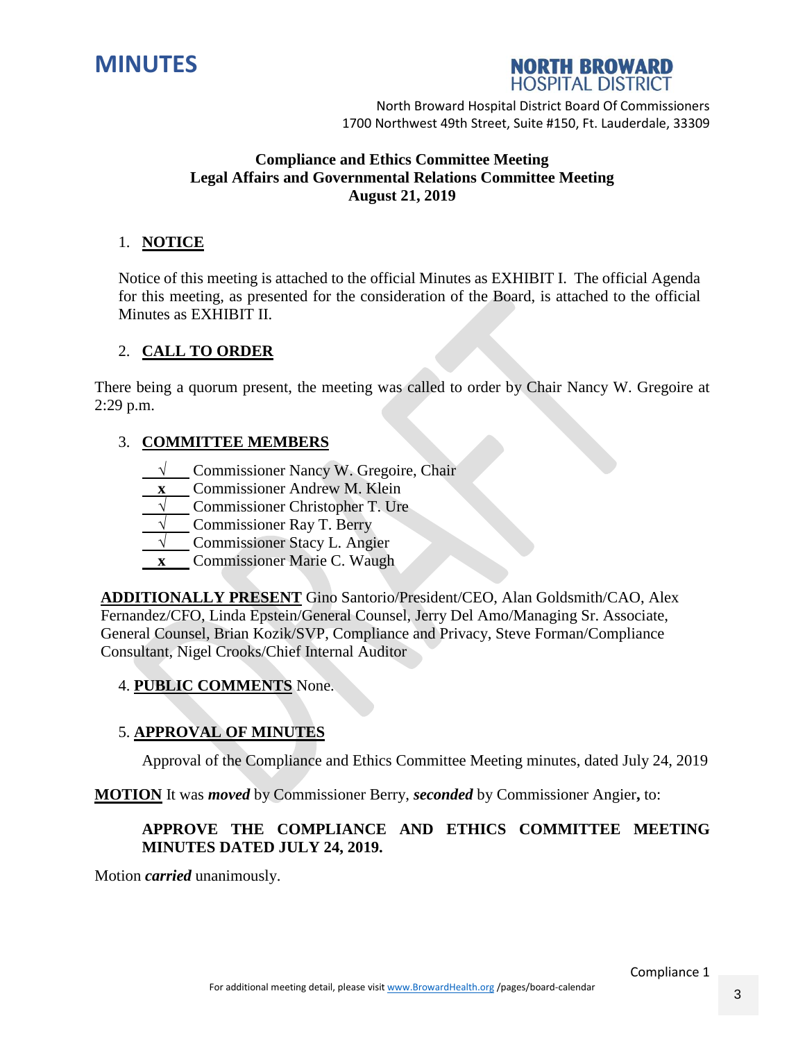# MINUTES

**NORTH BROWARD HOSPITAL DISTRICT**

North Broward Hospital District Board Of Commissioners
1700 Northwest 49th Street, Suite #150, Ft. Lauderdale, 33309

**Compliance and Ethics Committee Meeting**
**Legal Affairs and Governmental Relations Committee Meeting**
**August 21, 2019**

1. **NOTICE**

Notice of this meeting is attached to the official Minutes as EXHIBIT I. The official Agenda for this meeting, as presented for the consideration of the Board, is attached to the official Minutes as EXHIBIT II.

2. **CALL TO ORDER**

There being a quorum present, the meeting was called to order by Chair Nancy W. Gregoire at 2:29 p.m.

3. **COMMITTEE MEMBERS**

- √ Commissioner Nancy W. Gregoire, Chair
- x Commissioner Andrew M. Klein
- √ Commissioner Christopher T. Ure
- √ Commissioner Ray T. Berry
- √ Commissioner Stacy L. Angier
- x Commissioner Marie C. Waugh

**ADDITIONALLY PRESENT** Gino Santorio/President/CEO, Alan Goldsmith/CAO, Alex Fernandez/CFO, Linda Epstein/General Counsel, Jerry Del Amo/Managing Sr. Associate, General Counsel, Brian Kozik/SVP, Compliance and Privacy, Steve Forman/Compliance Consultant, Nigel Crooks/Chief Internal Auditor

4. **PUBLIC COMMENTS** None.

5. **APPROVAL OF MINUTES**

Approval of the Compliance and Ethics Committee Meeting minutes, dated July 24, 2019

**MOTION** It was ***moved*** by Commissioner Berry, ***seconded*** by Commissioner Angier**,** to:

**APPROVE THE COMPLIANCE AND ETHICS COMMITTEE MEETING MINUTES DATED JULY 24, 2019.**

Motion ***carried*** unanimously.

Compliance 1

For additional meeting detail, please visit www.BrowardHealth.org /pages/board-calendar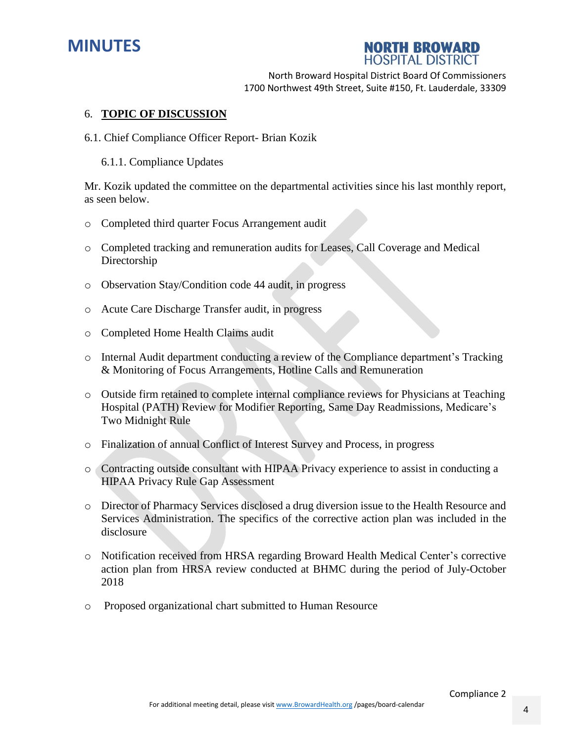6. **TOPIC OF DISCUSSION**

6.1. Chief Compliance Officer Report- Brian Kozik

6.1.1. Compliance Updates

Mr. Kozik updated the committee on the departmental activities since his last monthly report, as seen below.

- Completed third quarter Focus Arrangement audit
- Completed tracking and remuneration audits for Leases, Call Coverage and Medical Directorship
- Observation Stay/Condition code 44 audit, in progress
- Acute Care Discharge Transfer audit, in progress
- Completed Home Health Claims audit
- Internal Audit department conducting a review of the Compliance department's Tracking & Monitoring of Focus Arrangements, Hotline Calls and Remuneration
- Outside firm retained to complete internal compliance reviews for Physicians at Teaching Hospital (PATH) Review for Modifier Reporting, Same Day Readmissions, Medicare's Two Midnight Rule
- Finalization of annual Conflict of Interest Survey and Process, in progress
- Contracting outside consultant with HIPAA Privacy experience to assist in conducting a HIPAA Privacy Rule Gap Assessment
- Director of Pharmacy Services disclosed a drug diversion issue to the Health Resource and Services Administration. The specifics of the corrective action plan was included in the disclosure
- Notification received from HRSA regarding Broward Health Medical Center's corrective action plan from HRSA review conducted at BHMC during the period of July-October 2018
- Proposed organizational chart submitted to Human Resource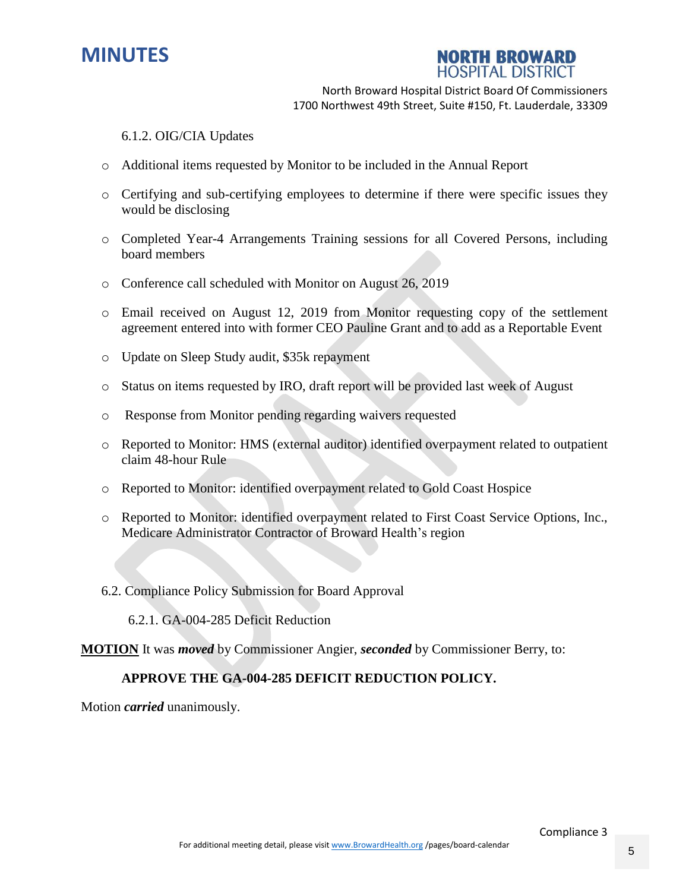6.1.2. OIG/CIA Updates

- Additional items requested by Monitor to be included in the Annual Report
- Certifying and sub-certifying employees to determine if there were specific issues they would be disclosing
- Completed Year-4 Arrangements Training sessions for all Covered Persons, including board members
- Conference call scheduled with Monitor on August 26, 2019
- Email received on August 12, 2019 from Monitor requesting copy of the settlement agreement entered into with former CEO Pauline Grant and to add as a Reportable Event
- Update on Sleep Study audit, $35k repayment
- Status on items requested by IRO, draft report will be provided last week of August
- Response from Monitor pending regarding waivers requested
- Reported to Monitor: HMS (external auditor) identified overpayment related to outpatient claim 48-hour Rule
- Reported to Monitor: identified overpayment related to Gold Coast Hospice
- Reported to Monitor: identified overpayment related to First Coast Service Options, Inc., Medicare Administrator Contractor of Broward Health's region

6.2. Compliance Policy Submission for Board Approval

6.2.1. GA-004-285 Deficit Reduction

**MOTION** It was ***moved*** by Commissioner Angier, ***seconded*** by Commissioner Berry, to:

**APPROVE THE GA-004-285 DEFICIT REDUCTION POLICY.**

Motion ***carried*** unanimously.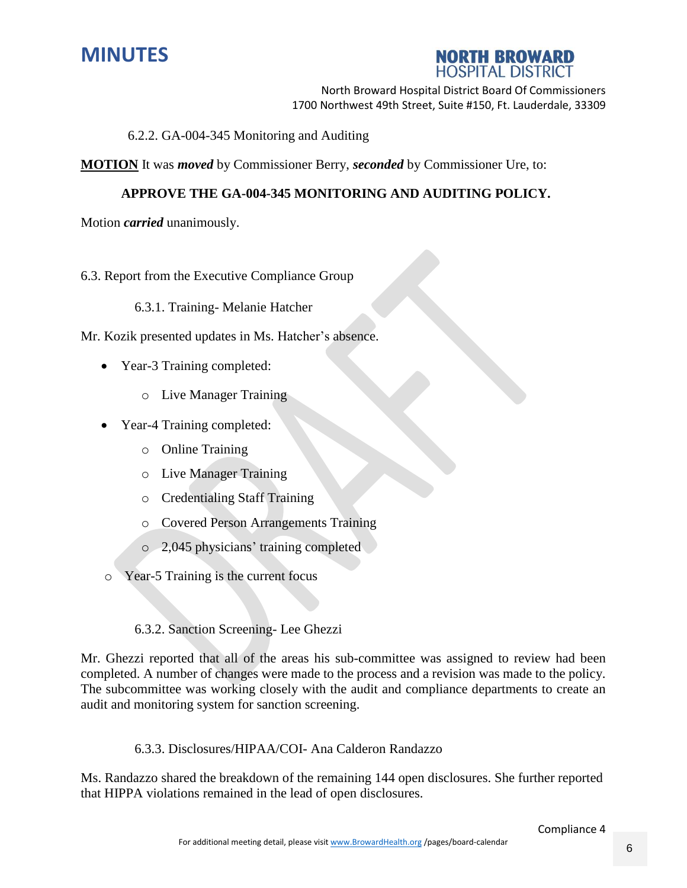6.2.2. GA-004-345 Monitoring and Auditing

**MOTION** It was ***moved*** by Commissioner Berry, ***seconded*** by Commissioner Ure, to:

**APPROVE THE GA-004-345 MONITORING AND AUDITING POLICY.**

Motion ***carried*** unanimously.

6.3. Report from the Executive Compliance Group

6.3.1. Training- Melanie Hatcher

Mr. Kozik presented updates in Ms. Hatcher's absence.

- Year-3 Training completed:
  - Live Manager Training
- Year-4 Training completed:
  - Online Training
  - Live Manager Training
  - Credentialing Staff Training
  - Covered Person Arrangements Training
  - 2,045 physicians' training completed
- Year-5 Training is the current focus

6.3.2. Sanction Screening- Lee Ghezzi

Mr. Ghezzi reported that all of the areas his sub-committee was assigned to review had been completed. A number of changes were made to the process and a revision was made to the policy. The subcommittee was working closely with the audit and compliance departments to create an audit and monitoring system for sanction screening.

6.3.3. Disclosures/HIPAA/COI- Ana Calderon Randazzo

Ms. Randazzo shared the breakdown of the remaining 144 open disclosures. She further reported that HIPPA violations remained in the lead of open disclosures.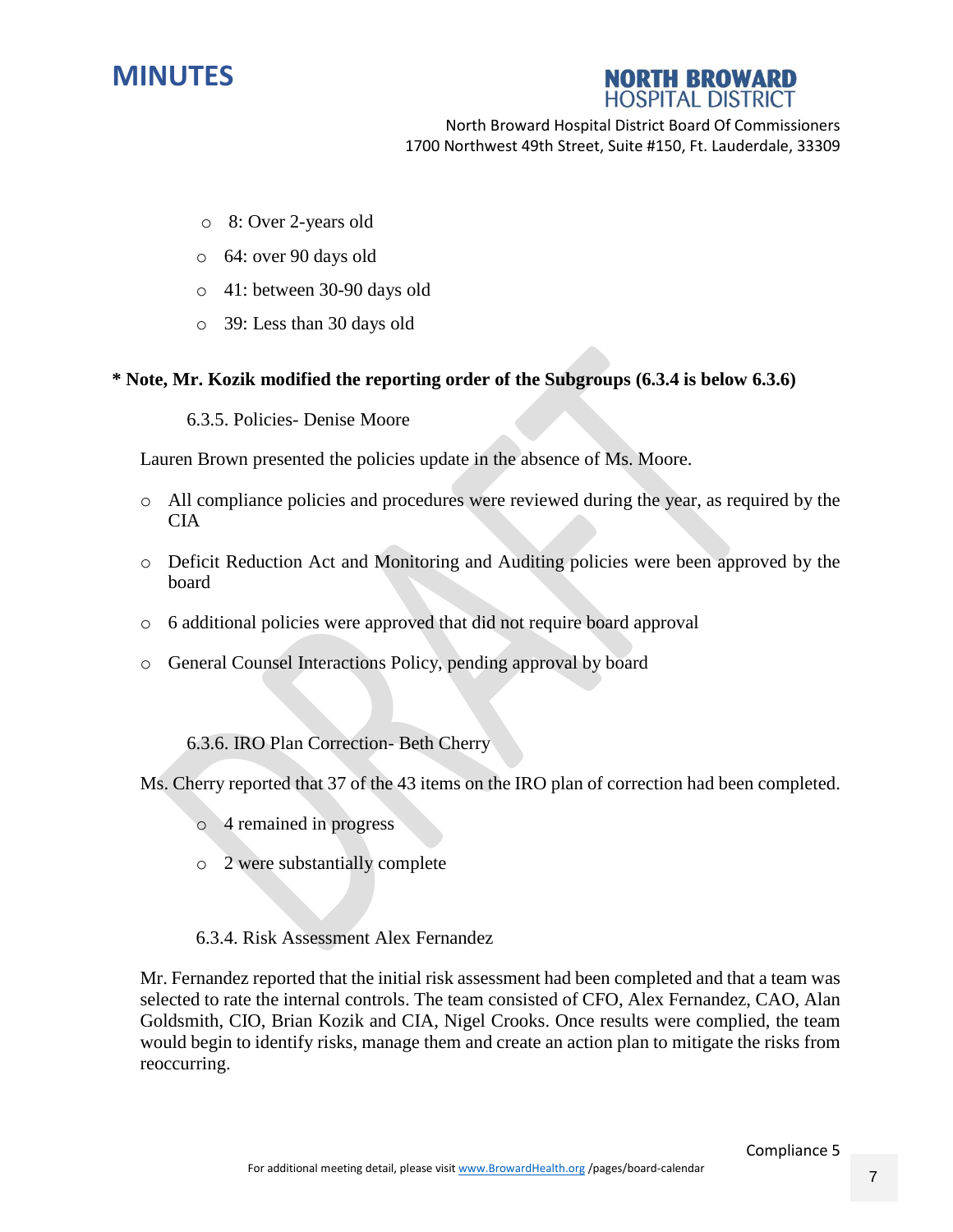- 8: Over 2-years old
- 64: over 90 days old
- 41: between 30-90 days old
- 39: Less than 30 days old

**\* Note, Mr. Kozik modified the reporting order of the Subgroups (6.3.4 is below 6.3.6)**

6.3.5. Policies- Denise Moore

Lauren Brown presented the policies update in the absence of Ms. Moore.

- All compliance policies and procedures were reviewed during the year, as required by the CIA
- Deficit Reduction Act and Monitoring and Auditing policies were been approved by the board
- 6 additional policies were approved that did not require board approval
- General Counsel Interactions Policy, pending approval by board

6.3.6. IRO Plan Correction- Beth Cherry

Ms. Cherry reported that 37 of the 43 items on the IRO plan of correction had been completed.

- 4 remained in progress
- 2 were substantially complete

6.3.4. Risk Assessment Alex Fernandez

Mr. Fernandez reported that the initial risk assessment had been completed and that a team was selected to rate the internal controls. The team consisted of CFO, Alex Fernandez, CAO, Alan Goldsmith, CIO, Brian Kozik and CIA, Nigel Crooks. Once results were complied, the team would begin to identify risks, manage them and create an action plan to mitigate the risks from reoccurring.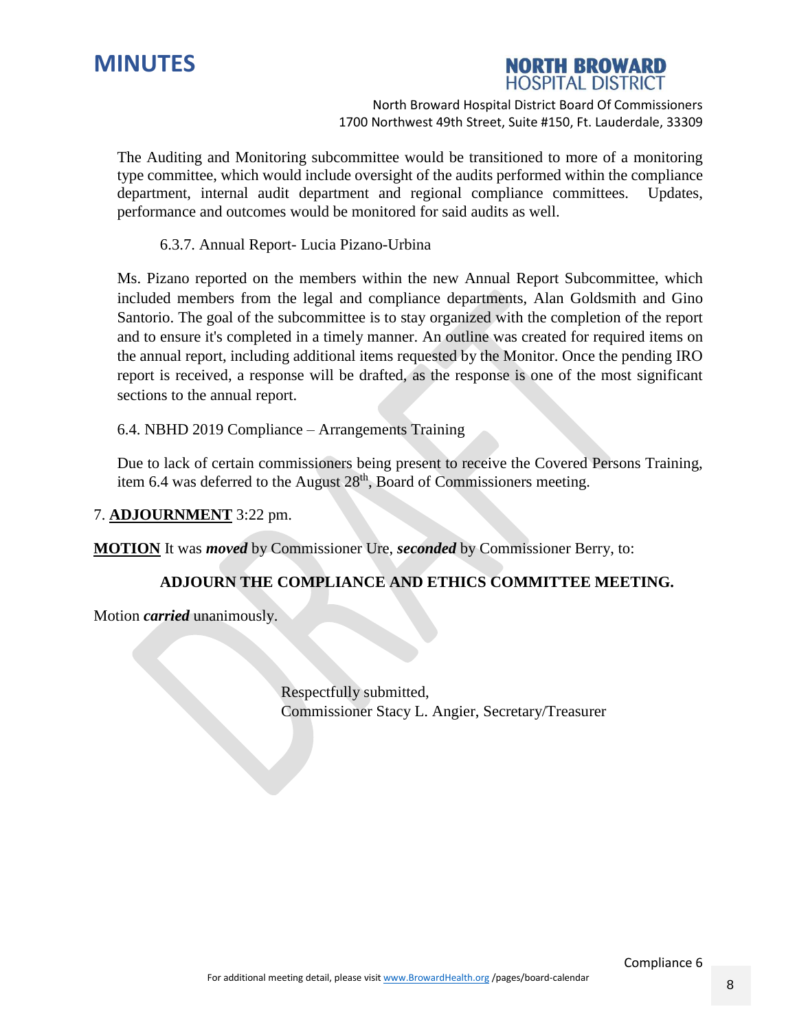The Auditing and Monitoring subcommittee would be transitioned to more of a monitoring type committee, which would include oversight of the audits performed within the compliance department, internal audit department and regional compliance committees. Updates, performance and outcomes would be monitored for said audits as well.

6.3.7. Annual Report- Lucia Pizano-Urbina

Ms. Pizano reported on the members within the new Annual Report Subcommittee, which included members from the legal and compliance departments, Alan Goldsmith and Gino Santorio. The goal of the subcommittee is to stay organized with the completion of the report and to ensure it's completed in a timely manner. An outline was created for required items on the annual report, including additional items requested by the Monitor. Once the pending IRO report is received, a response will be drafted, as the response is one of the most significant sections to the annual report.

6.4. NBHD 2019 Compliance – Arrangements Training

Due to lack of certain commissioners being present to receive the Covered Persons Training, item 6.4 was deferred to the August 28th, Board of Commissioners meeting.

7. **ADJOURNMENT** 3:22 pm.

**MOTION** It was ***moved*** by Commissioner Ure, ***seconded*** by Commissioner Berry, to:

**ADJOURN THE COMPLIANCE AND ETHICS COMMITTEE MEETING.**

Motion ***carried*** unanimously.

Respectfully submitted,
Commissioner Stacy L. Angier, Secretary/Treasurer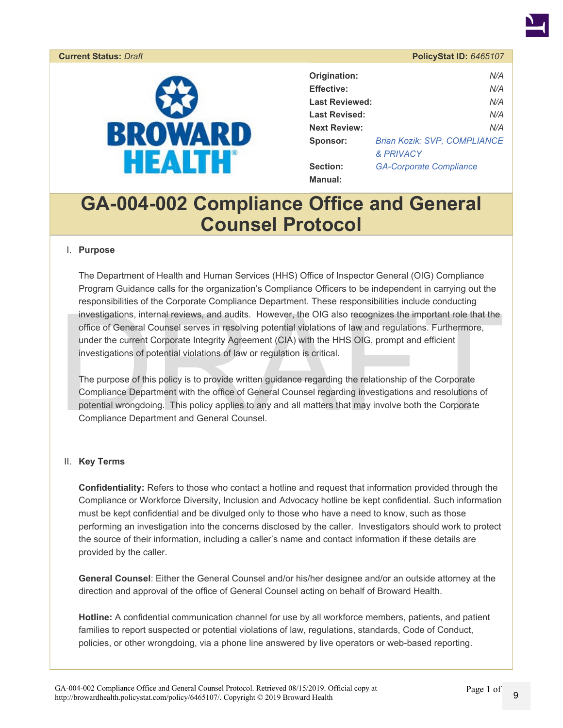**Current Status:** *Draft* **PolicyStat ID:** *6465107*

| | |
|---|---|
| **Origination:** | *N/A* |
| **Effective:** | *N/A* |
| **Last Reviewed:** | *N/A* |
| **Last Revised:** | *N/A* |
| **Next Review:** | *N/A* |
| **Sponsor:** | *Brian Kozik: SVP, COMPLIANCE & PRIVACY* |
| **Section:** | *GA-Corporate Compliance* |
| **Manual:** | |

# GA-004-002 Compliance Office and General Counsel Protocol

## I. Purpose

The Department of Health and Human Services (HHS) Office of Inspector General (OIG) Compliance Program Guidance calls for the organization's Compliance Officers to be independent in carrying out the responsibilities of the Corporate Compliance Department. These responsibilities include conducting investigations, internal reviews, and audits. However, the OIG also recognizes the important role that the office of General Counsel serves in resolving potential violations of law and regulations. Furthermore, under the current Corporate Integrity Agreement (CIA) with the HHS OIG, prompt and efficient investigations of potential violations of law or regulation is critical.

The purpose of this policy is to provide written guidance regarding the relationship of the Corporate Compliance Department with the office of General Counsel regarding investigations and resolutions of potential wrongdoing. This policy applies to any and all matters that may involve both the Corporate Compliance Department and General Counsel.

## II. Key Terms

**Confidentiality:** Refers to those who contact a hotline and request that information provided through the Compliance or Workforce Diversity, Inclusion and Advocacy hotline be kept confidential. Such information must be kept confidential and be divulged only to those who have a need to know, such as those performing an investigation into the concerns disclosed by the caller. Investigators should work to protect the source of their information, including a caller's name and contact information if these details are provided by the caller.

**General Counsel**: Either the General Counsel and/or his/her designee and/or an outside attorney at the direction and approval of the office of General Counsel acting on behalf of Broward Health.

**Hotline:** A confidential communication channel for use by all workforce members, patients, and patient families to report suspected or potential violations of law, regulations, standards, Code of Conduct, policies, or other wrongdoing, via a phone line answered by live operators or web-based reporting.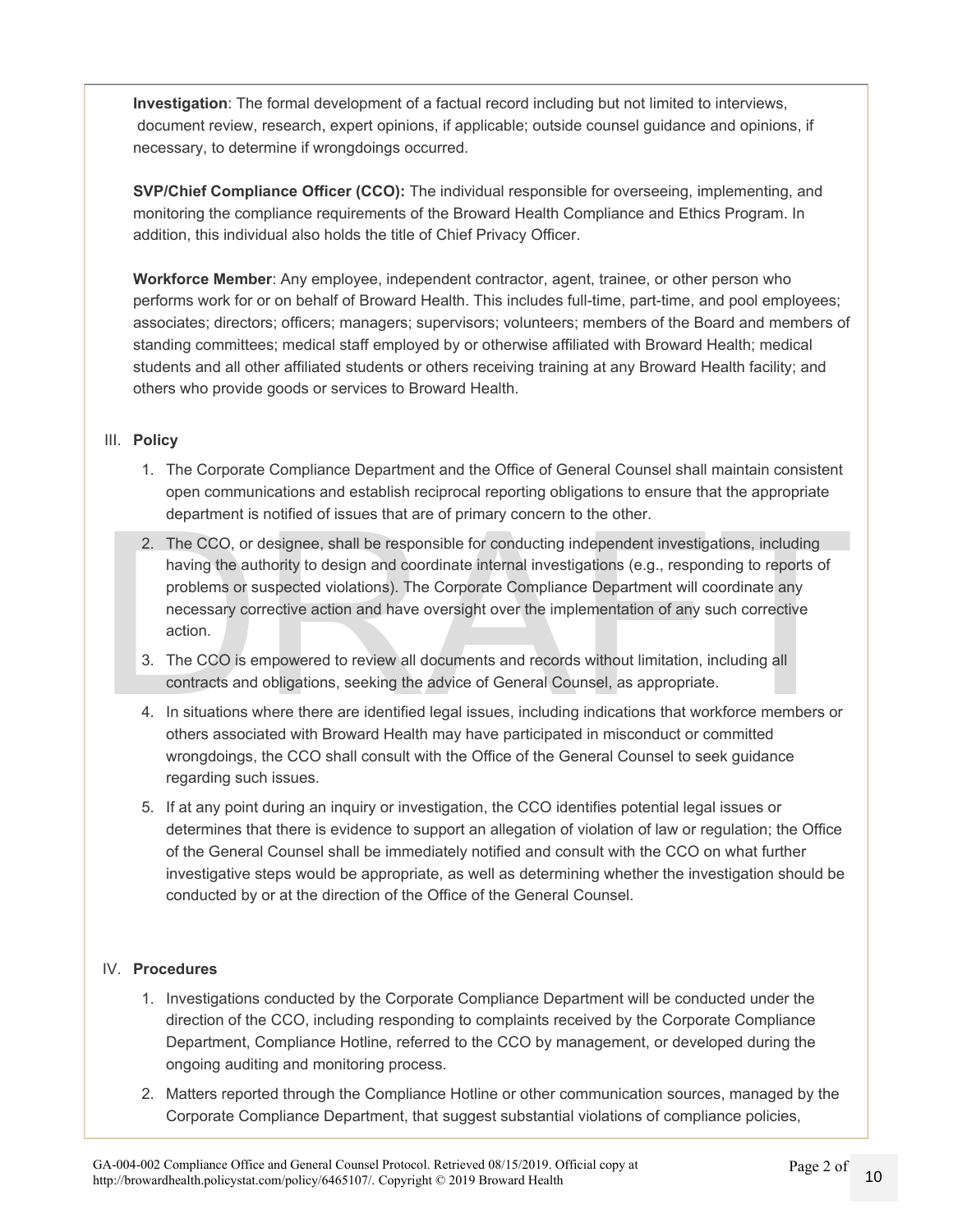**Investigation**: The formal development of a factual record including but not limited to interviews, document review, research, expert opinions, if applicable; outside counsel guidance and opinions, if necessary, to determine if wrongdoings occurred.

**SVP/Chief Compliance Officer (CCO):** The individual responsible for overseeing, implementing, and monitoring the compliance requirements of the Broward Health Compliance and Ethics Program. In addition, this individual also holds the title of Chief Privacy Officer.

**Workforce Member**: Any employee, independent contractor, agent, trainee, or other person who performs work for or on behalf of Broward Health. This includes full-time, part-time, and pool employees; associates; directors; officers; managers; supervisors; volunteers; members of the Board and members of standing committees; medical staff employed by or otherwise affiliated with Broward Health; medical students and all other affiliated students or others receiving training at any Broward Health facility; and others who provide goods or services to Broward Health.

## III. Policy

1. The Corporate Compliance Department and the Office of General Counsel shall maintain consistent open communications and establish reciprocal reporting obligations to ensure that the appropriate department is notified of issues that are of primary concern to the other.
2. The CCO, or designee, shall be responsible for conducting independent investigations, including having the authority to design and coordinate internal investigations (e.g., responding to reports of problems or suspected violations). The Corporate Compliance Department will coordinate any necessary corrective action and have oversight over the implementation of any such corrective action.
3. The CCO is empowered to review all documents and records without limitation, including all contracts and obligations, seeking the advice of General Counsel, as appropriate.
4. In situations where there are identified legal issues, including indications that workforce members or others associated with Broward Health may have participated in misconduct or committed wrongdoings, the CCO shall consult with the Office of the General Counsel to seek guidance regarding such issues.
5. If at any point during an inquiry or investigation, the CCO identifies potential legal issues or determines that there is evidence to support an allegation of violation of law or regulation; the Office of the General Counsel shall be immediately notified and consult with the CCO on what further investigative steps would be appropriate, as well as determining whether the investigation should be conducted by or at the direction of the Office of the General Counsel.

## IV. Procedures

1. Investigations conducted by the Corporate Compliance Department will be conducted under the direction of the CCO, including responding to complaints received by the Corporate Compliance Department, Compliance Hotline, referred to the CCO by management, or developed during the ongoing auditing and monitoring process.
2. Matters reported through the Compliance Hotline or other communication sources, managed by the Corporate Compliance Department, that suggest substantial violations of compliance policies,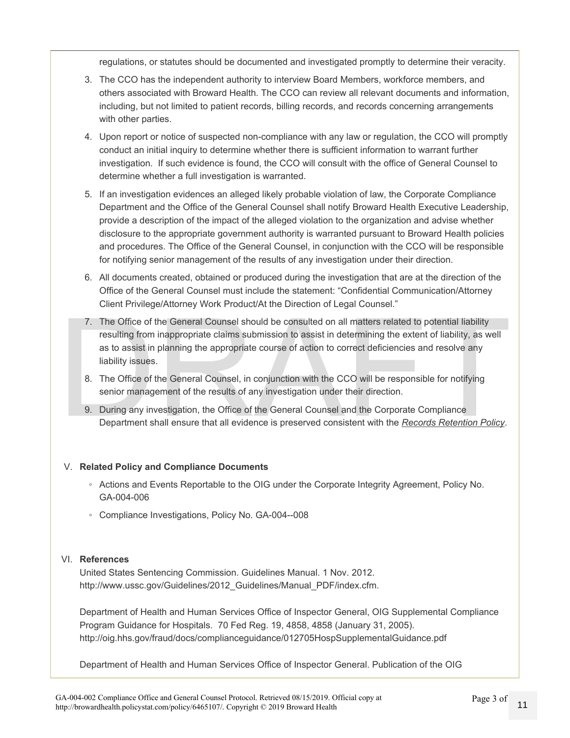regulations, or statutes should be documented and investigated promptly to determine their veracity.

3. The CCO has the independent authority to interview Board Members, workforce members, and others associated with Broward Health. The CCO can review all relevant documents and information, including, but not limited to patient records, billing records, and records concerning arrangements with other parties.
4. Upon report or notice of suspected non-compliance with any law or regulation, the CCO will promptly conduct an initial inquiry to determine whether there is sufficient information to warrant further investigation. If such evidence is found, the CCO will consult with the office of General Counsel to determine whether a full investigation is warranted.
5. If an investigation evidences an alleged likely probable violation of law, the Corporate Compliance Department and the Office of the General Counsel shall notify Broward Health Executive Leadership, provide a description of the impact of the alleged violation to the organization and advise whether disclosure to the appropriate government authority is warranted pursuant to Broward Health policies and procedures. The Office of the General Counsel, in conjunction with the CCO will be responsible for notifying senior management of the results of any investigation under their direction.
6. All documents created, obtained or produced during the investigation that are at the direction of the Office of the General Counsel must include the statement: "Confidential Communication/Attorney Client Privilege/Attorney Work Product/At the Direction of Legal Counsel."
7. The Office of the General Counsel should be consulted on all matters related to potential liability resulting from inappropriate claims submission to assist in determining the extent of liability, as well as to assist in planning the appropriate course of action to correct deficiencies and resolve any liability issues.
8. The Office of the General Counsel, in conjunction with the CCO will be responsible for notifying senior management of the results of any investigation under their direction.
9. During any investigation, the Office of the General Counsel and the Corporate Compliance Department shall ensure that all evidence is preserved consistent with the *Records Retention Policy*.

## V. Related Policy and Compliance Documents

- Actions and Events Reportable to the OIG under the Corporate Integrity Agreement, Policy No. GA-004-006
- Compliance Investigations, Policy No. GA-004--008

## VI. References

United States Sentencing Commission. Guidelines Manual. 1 Nov. 2012. http://www.ussc.gov/Guidelines/2012_Guidelines/Manual_PDF/index.cfm.

Department of Health and Human Services Office of Inspector General, OIG Supplemental Compliance Program Guidance for Hospitals. 70 Fed Reg. 19, 4858, 4858 (January 31, 2005). http://oig.hhs.gov/fraud/docs/complianceguidance/012705HospSupplementalGuidance.pdf

Department of Health and Human Services Office of Inspector General. Publication of the OIG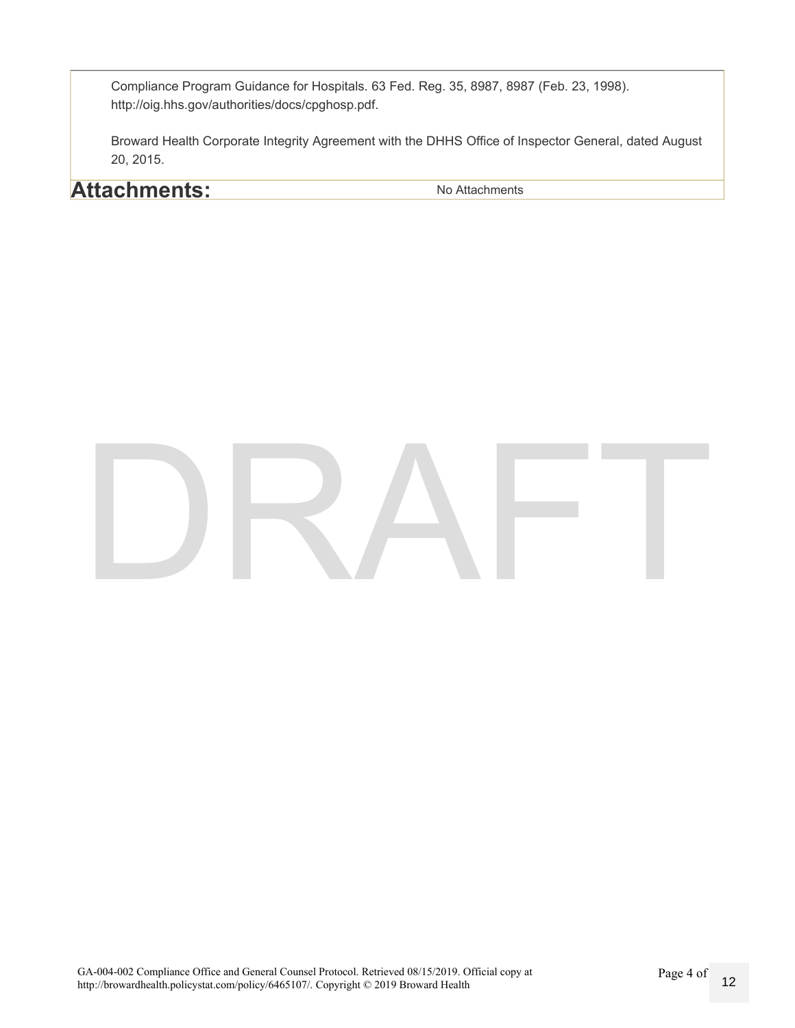Compliance Program Guidance for Hospitals. 63 Fed. Reg. 35, 8987, 8987 (Feb. 23, 1998). http://oig.hhs.gov/authorities/docs/cpghosp.pdf.

Broward Health Corporate Integrity Agreement with the DHHS Office of Inspector General, dated August 20, 2015.

## Attachments:

No Attachments

DRAFT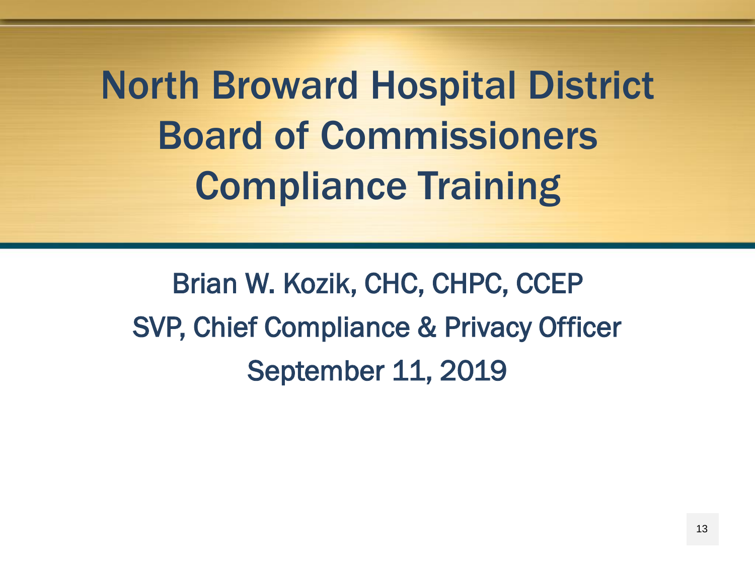# North Broward Hospital District Board of Commissioners Compliance Training

Brian W. Kozik, CHC, CHPC, CCEP

SVP, Chief Compliance & Privacy Officer

September 11, 2019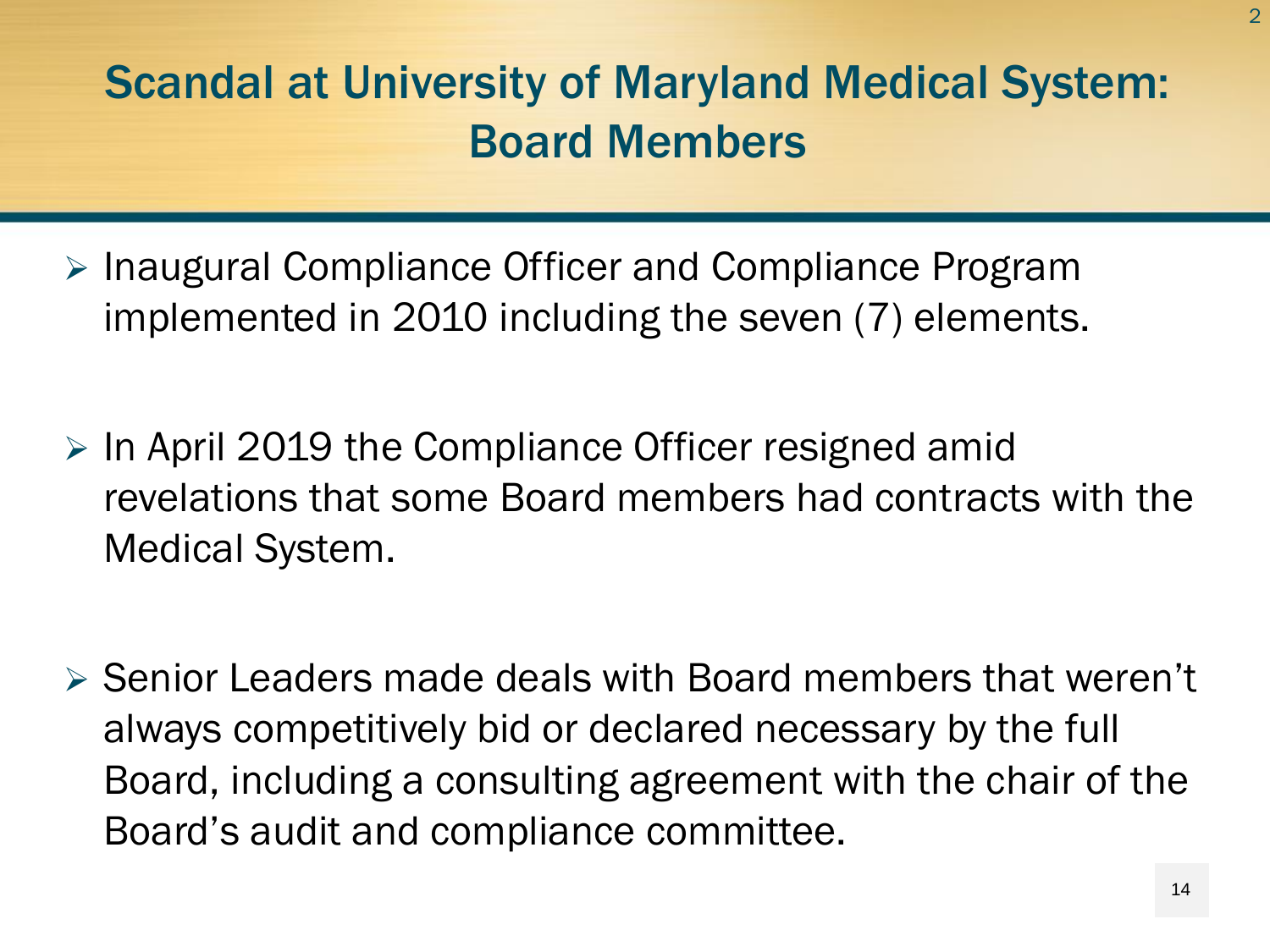# Scandal at University of Maryland Medical System: Board Members

- Inaugural Compliance Officer and Compliance Program implemented in 2010 including the seven (7) elements.

- In April 2019 the Compliance Officer resigned amid revelations that some Board members had contracts with the Medical System.

- Senior Leaders made deals with Board members that weren't always competitively bid or declared necessary by the full Board, including a consulting agreement with the chair of the Board's audit and compliance committee.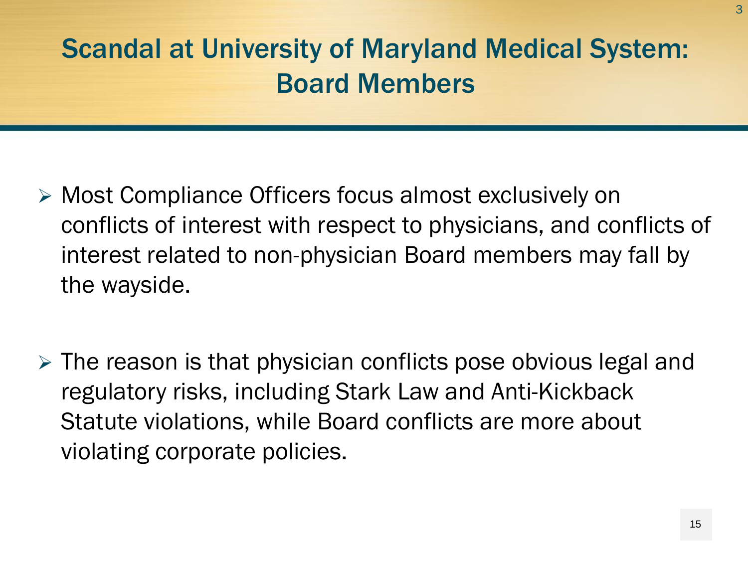# Scandal at University of Maryland Medical System: Board Members

- Most Compliance Officers focus almost exclusively on conflicts of interest with respect to physicians, and conflicts of interest related to non-physician Board members may fall by the wayside.

- The reason is that physician conflicts pose obvious legal and regulatory risks, including Stark Law and Anti-Kickback Statute violations, while Board conflicts are more about violating corporate policies.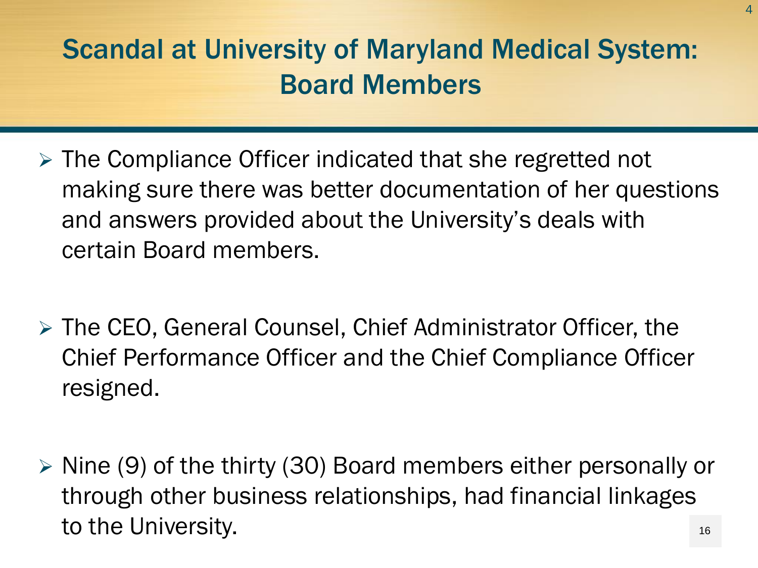# Scandal at University of Maryland Medical System: Board Members

- The Compliance Officer indicated that she regretted not making sure there was better documentation of her questions and answers provided about the University's deals with certain Board members.

- The CEO, General Counsel, Chief Administrator Officer, the Chief Performance Officer and the Chief Compliance Officer resigned.

- Nine (9) of the thirty (30) Board members either personally or through other business relationships, had financial linkages to the University.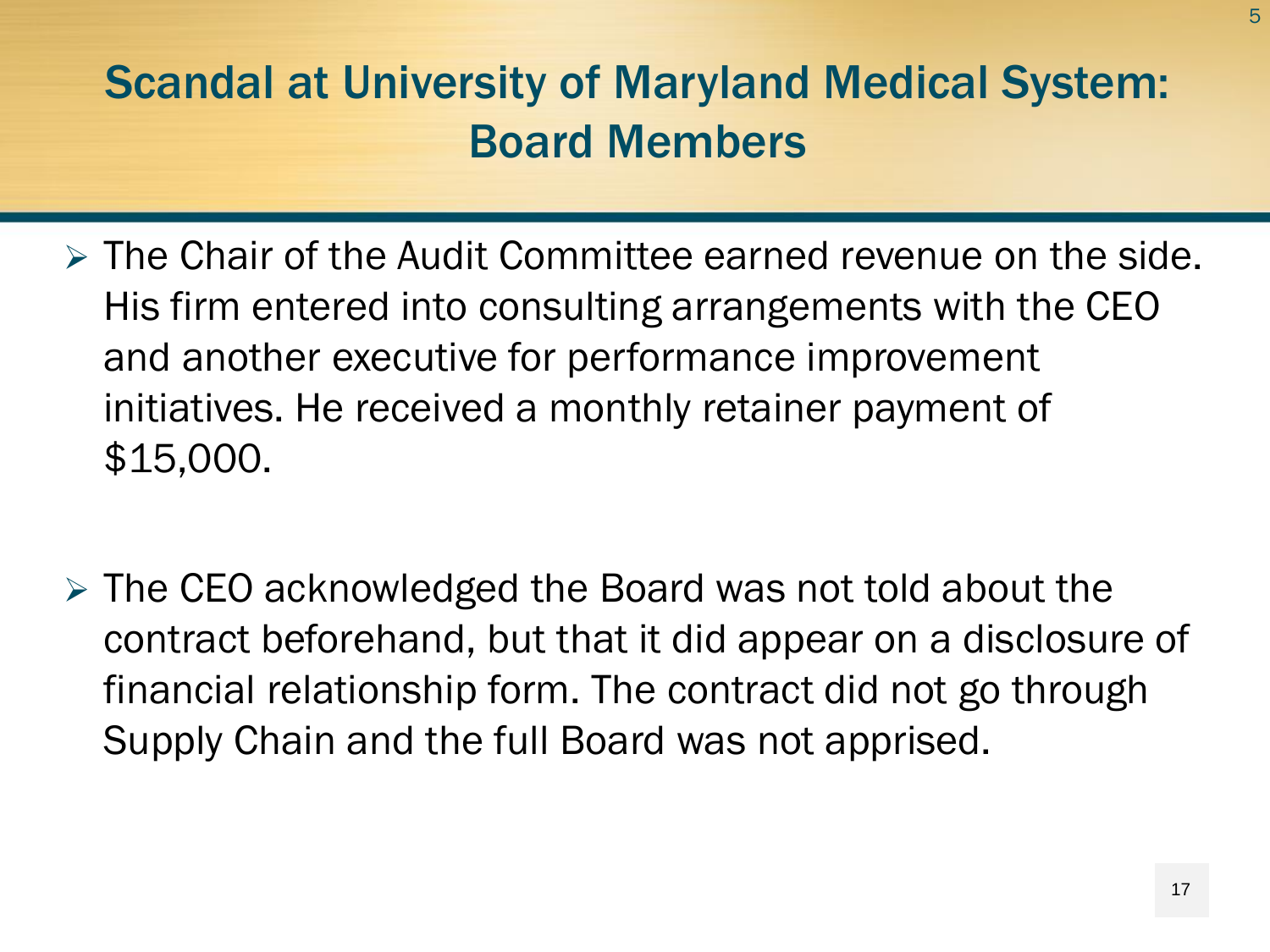# Scandal at University of Maryland Medical System: Board Members

- The Chair of the Audit Committee earned revenue on the side. His firm entered into consulting arrangements with the CEO and another executive for performance improvement initiatives. He received a monthly retainer payment of $15,000.

- The CEO acknowledged the Board was not told about the contract beforehand, but that it did appear on a disclosure of financial relationship form. The contract did not go through Supply Chain and the full Board was not apprised.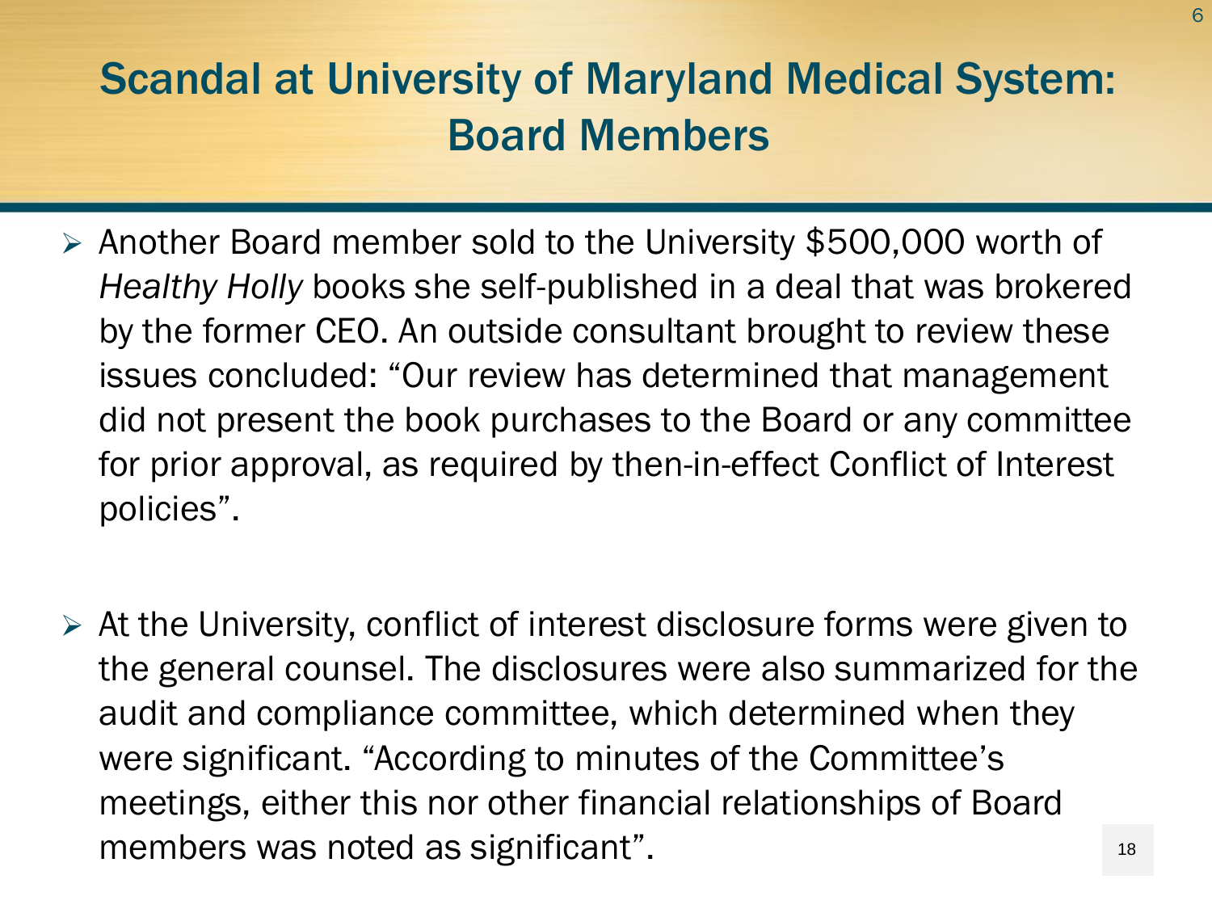# Scandal at University of Maryland Medical System: Board Members

- Another Board member sold to the University $500,000 worth of *Healthy Holly* books she self-published in a deal that was brokered by the former CEO. An outside consultant brought to review these issues concluded: "Our review has determined that management did not present the book purchases to the Board or any committee for prior approval, as required by then-in-effect Conflict of Interest policies".

- At the University, conflict of interest disclosure forms were given to the general counsel. The disclosures were also summarized for the audit and compliance committee, which determined when they were significant. "According to minutes of the Committee's meetings, either this nor other financial relationships of Board members was noted as significant".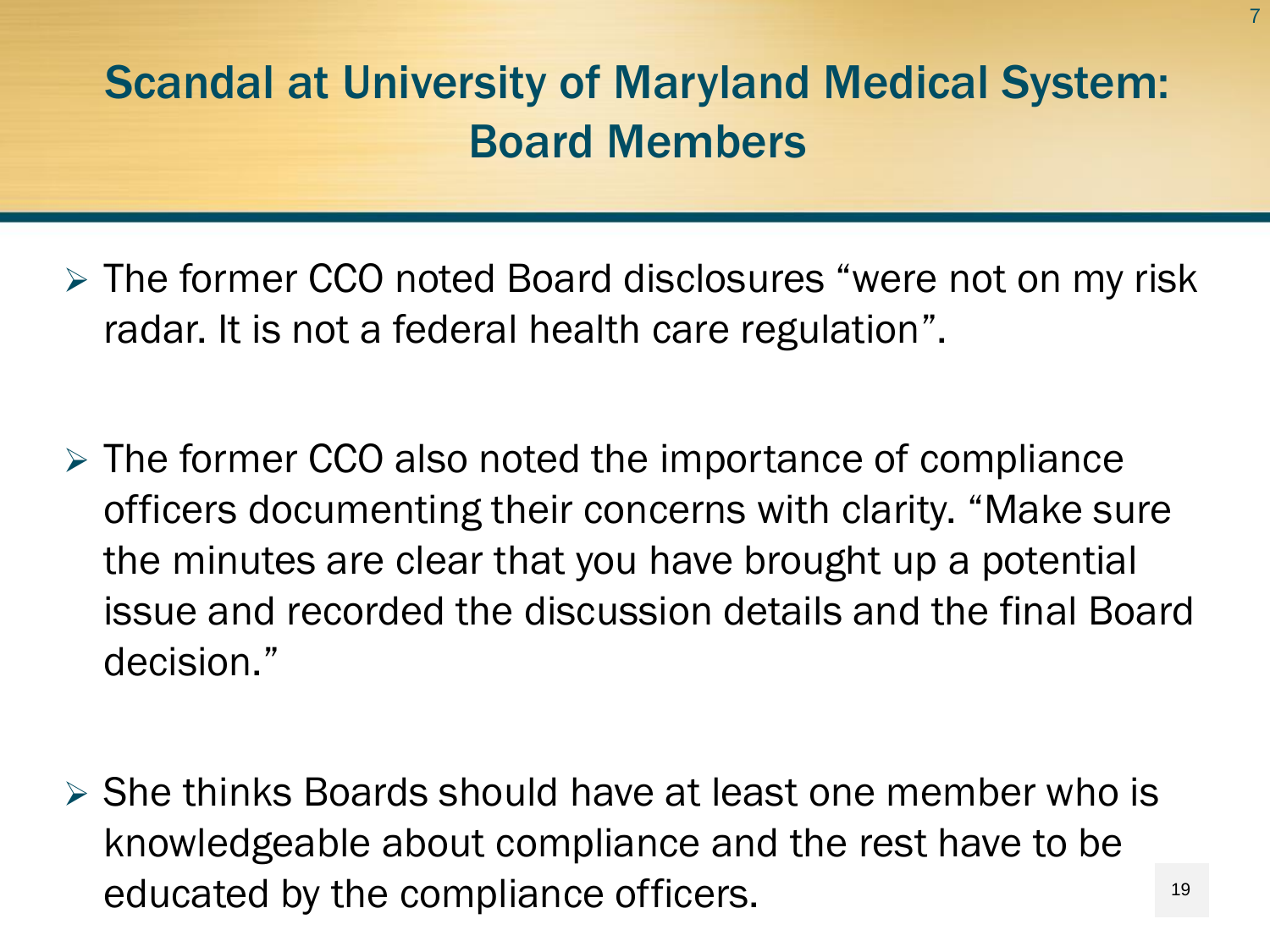# Scandal at University of Maryland Medical System: Board Members

- The former CCO noted Board disclosures "were not on my risk radar. It is not a federal health care regulation".
- The former CCO also noted the importance of compliance officers documenting their concerns with clarity. "Make sure the minutes are clear that you have brought up a potential issue and recorded the discussion details and the final Board decision."
- She thinks Boards should have at least one member who is knowledgeable about compliance and the rest have to be educated by the compliance officers.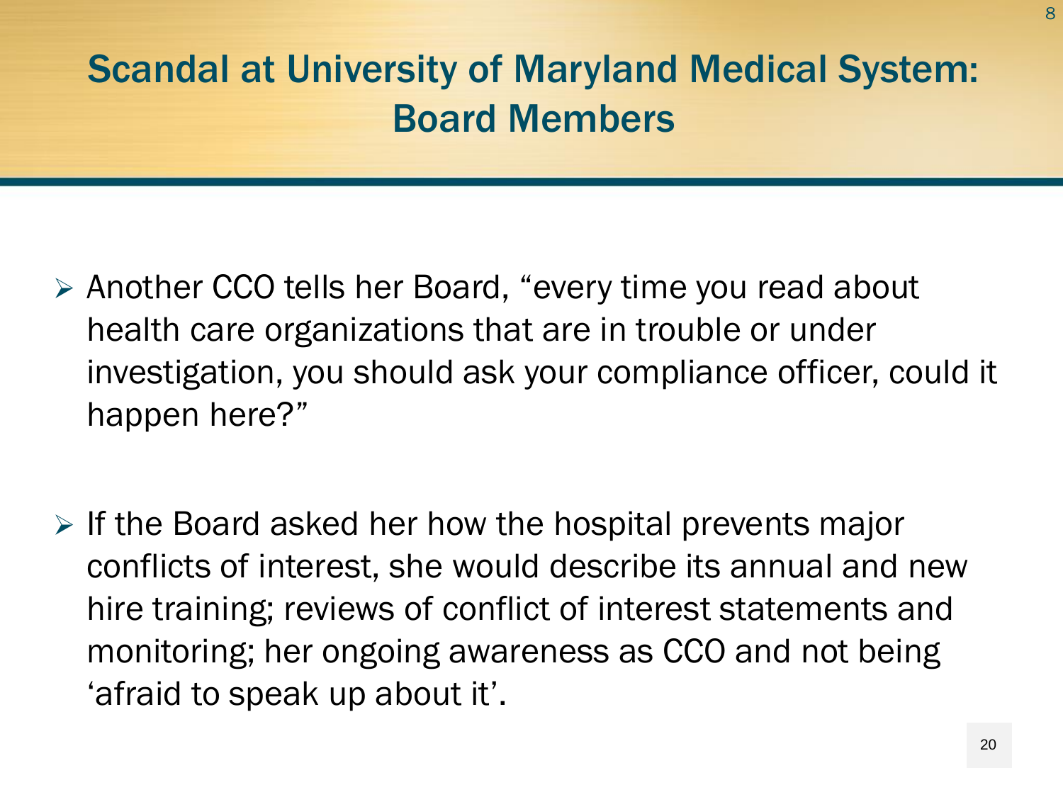# Scandal at University of Maryland Medical System: Board Members

- Another CCO tells her Board, "every time you read about health care organizations that are in trouble or under investigation, you should ask your compliance officer, could it happen here?"

- If the Board asked her how the hospital prevents major conflicts of interest, she would describe its annual and new hire training; reviews of conflict of interest statements and monitoring; her ongoing awareness as CCO and not being 'afraid to speak up about it'.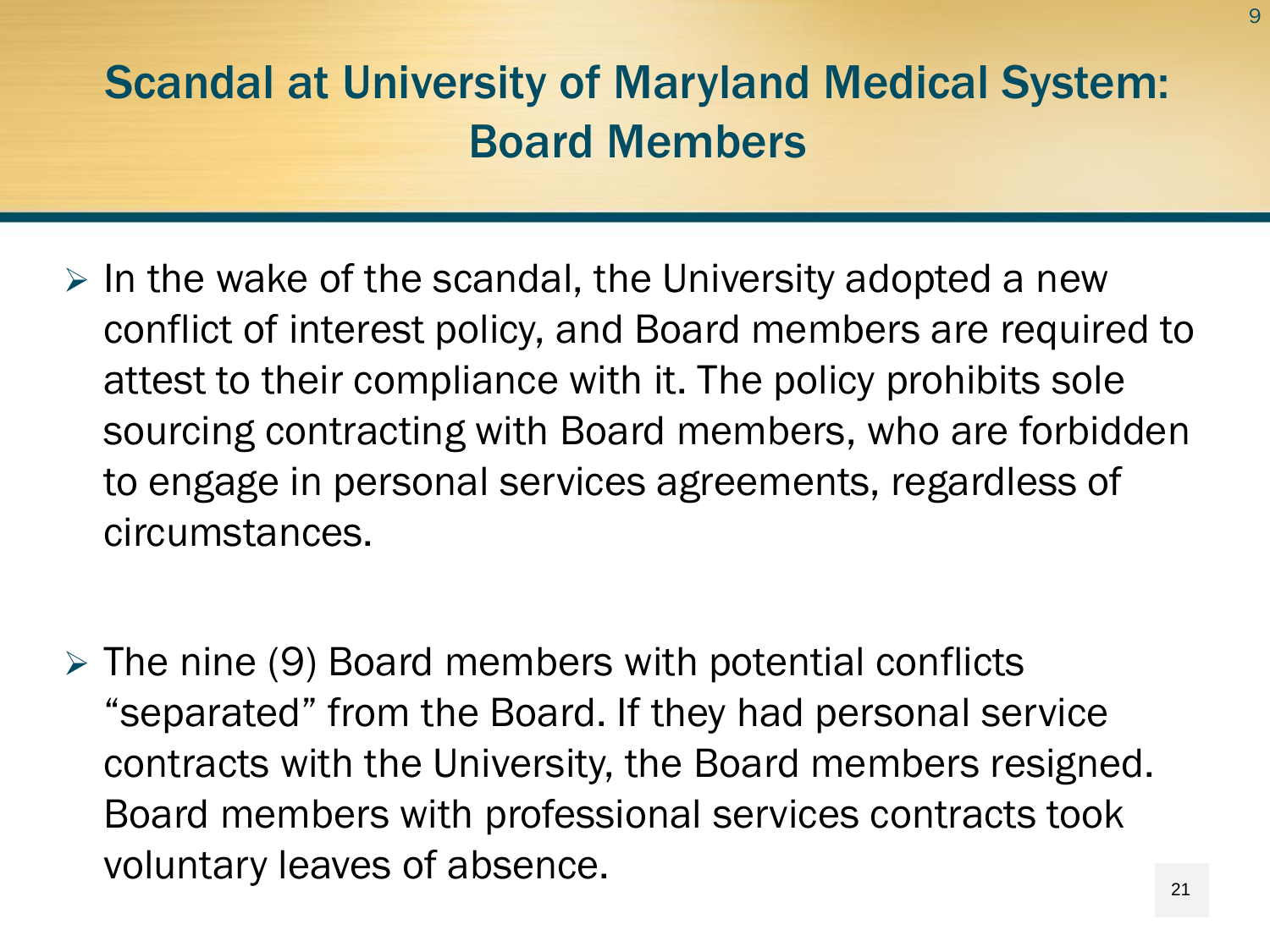# Scandal at University of Maryland Medical System: Board Members

- In the wake of the scandal, the University adopted a new conflict of interest policy, and Board members are required to attest to their compliance with it. The policy prohibits sole sourcing contracting with Board members, who are forbidden to engage in personal services agreements, regardless of circumstances.

- The nine (9) Board members with potential conflicts "separated" from the Board. If they had personal service contracts with the University, the Board members resigned. Board members with professional services contracts took voluntary leaves of absence.